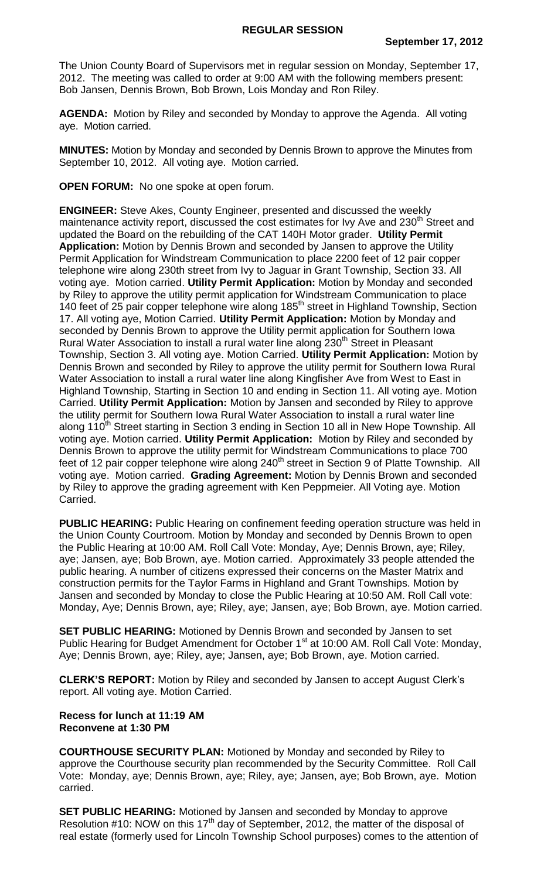## REGULAR SESSION

**September 17, 2012**

The Union County Board of Supervisors met in regular session on Monday, September 17, 2012. The meeting was called to order at 9:00 AM with the following members present: Bob Jansen, Dennis Brown, Bob Brown, Lois Monday and Ron Riley.

**AGENDA:** Motion by Riley and seconded by Monday to approve the Agenda. All voting aye. Motion carried.

**MINUTES:** Motion by Monday and seconded by Dennis Brown to approve the Minutes from September 10, 2012. All voting aye. Motion carried.

**OPEN FORUM:** No one spoke at open forum.

**ENGINEER:** Steve Akes, County Engineer, presented and discussed the weekly maintenance activity report, discussed the cost estimates for Ivy Ave and 230th Street and updated the Board on the rebuilding of the CAT 140H Motor grader. **Utility Permit Application:** Motion by Dennis Brown and seconded by Jansen to approve the Utility Permit Application for Windstream Communication to place 2200 feet of 12 pair copper telephone wire along 230th street from Ivy to Jaguar in Grant Township, Section 33. All voting aye. Motion carried. **Utility Permit Application:** Motion by Monday and seconded by Riley to approve the utility permit application for Windstream Communication to place 140 feet of 25 pair copper telephone wire along 185th street in Highland Township, Section 17. All voting aye, Motion Carried. **Utility Permit Application:** Motion by Monday and seconded by Dennis Brown to approve the Utility permit application for Southern Iowa Rural Water Association to install a rural water line along 230th Street in Pleasant Township, Section 3. All voting aye. Motion Carried. **Utility Permit Application:** Motion by Dennis Brown and seconded by Riley to approve the utility permit for Southern Iowa Rural Water Association to install a rural water line along Kingfisher Ave from West to East in Highland Township, Starting in Section 10 and ending in Section 11. All voting aye. Motion Carried. **Utility Permit Application:** Motion by Jansen and seconded by Riley to approve the utility permit for Southern Iowa Rural Water Association to install a rural water line along 110th Street starting in Section 3 ending in Section 10 all in New Hope Township. All voting aye. Motion carried. **Utility Permit Application:** Motion by Riley and seconded by Dennis Brown to approve the utility permit for Windstream Communications to place 700 feet of 12 pair copper telephone wire along 240th street in Section 9 of Platte Township. All voting aye. Motion carried. **Grading Agreement:** Motion by Dennis Brown and seconded by Riley to approve the grading agreement with Ken Peppmeier. All Voting aye. Motion Carried.

**PUBLIC HEARING:** Public Hearing on confinement feeding operation structure was held in the Union County Courtroom. Motion by Monday and seconded by Dennis Brown to open the Public Hearing at 10:00 AM. Roll Call Vote: Monday, Aye; Dennis Brown, aye; Riley, aye; Jansen, aye; Bob Brown, aye. Motion carried. Approximately 33 people attended the public hearing. A number of citizens expressed their concerns on the Master Matrix and construction permits for the Taylor Farms in Highland and Grant Townships. Motion by Jansen and seconded by Monday to close the Public Hearing at 10:50 AM. Roll Call vote: Monday, Aye; Dennis Brown, aye; Riley, aye; Jansen, aye; Bob Brown, aye. Motion carried.

**SET PUBLIC HEARING:** Motioned by Dennis Brown and seconded by Jansen to set Public Hearing for Budget Amendment for October 1st at 10:00 AM. Roll Call Vote: Monday, Aye; Dennis Brown, aye; Riley, aye; Jansen, aye; Bob Brown, aye. Motion carried.

**CLERK'S REPORT:** Motion by Riley and seconded by Jansen to accept August Clerk's report. All voting aye. Motion Carried.

**Recess for lunch at 11:19 AM**
**Reconvene at 1:30 PM**

**COURTHOUSE SECURITY PLAN:** Motioned by Monday and seconded by Riley to approve the Courthouse security plan recommended by the Security Committee. Roll Call Vote: Monday, aye; Dennis Brown, aye; Riley, aye; Jansen, aye; Bob Brown, aye. Motion carried.

**SET PUBLIC HEARING:** Motioned by Jansen and seconded by Monday to approve Resolution #10: NOW on this 17th day of September, 2012, the matter of the disposal of real estate (formerly used for Lincoln Township School purposes) comes to the attention of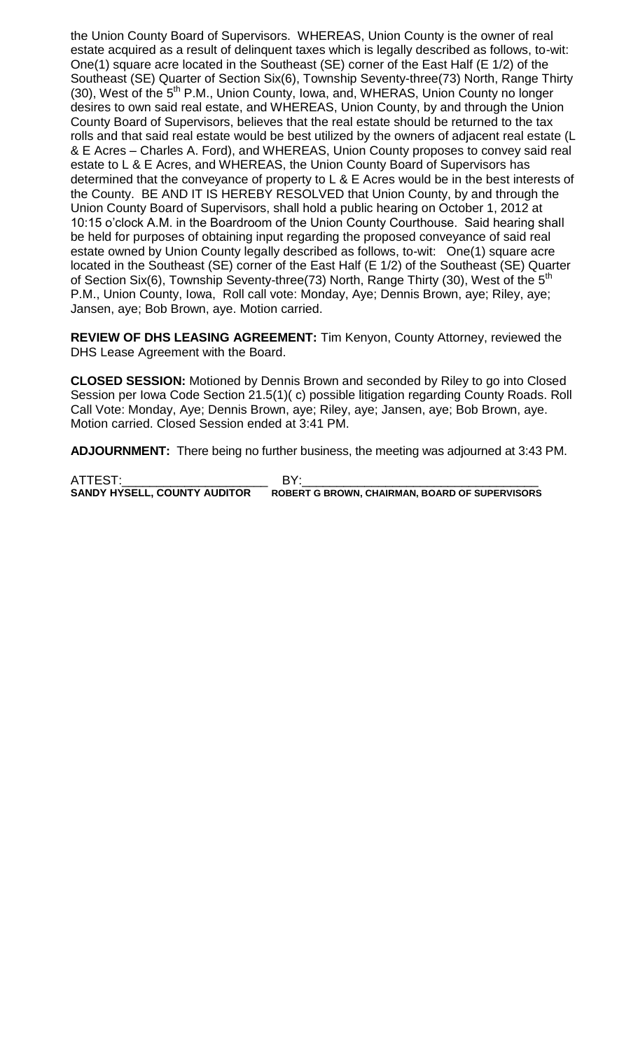the Union County Board of Supervisors. WHEREAS, Union County is the owner of real estate acquired as a result of delinquent taxes which is legally described as follows, to-wit: One(1) square acre located in the Southeast (SE) corner of the East Half (E 1/2) of the Southeast (SE) Quarter of Section Six(6), Township Seventy-three(73) North, Range Thirty (30), West of the 5th P.M., Union County, Iowa, and, WHERAS, Union County no longer desires to own said real estate, and WHEREAS, Union County, by and through the Union County Board of Supervisors, believes that the real estate should be returned to the tax rolls and that said real estate would be best utilized by the owners of adjacent real estate (L & E Acres – Charles A. Ford), and WHEREAS, Union County proposes to convey said real estate to L & E Acres, and WHEREAS, the Union County Board of Supervisors has determined that the conveyance of property to L & E Acres would be in the best interests of the County. BE AND IT IS HEREBY RESOLVED that Union County, by and through the Union County Board of Supervisors, shall hold a public hearing on October 1, 2012 at 10:15 o'clock A.M. in the Boardroom of the Union County Courthouse. Said hearing shall be held for purposes of obtaining input regarding the proposed conveyance of said real estate owned by Union County legally described as follows, to-wit: One(1) square acre located in the Southeast (SE) corner of the East Half (E 1/2) of the Southeast (SE) Quarter of Section Six(6), Township Seventy-three(73) North, Range Thirty (30), West of the 5th P.M., Union County, Iowa, Roll call vote: Monday, Aye; Dennis Brown, aye; Riley, aye; Jansen, aye; Bob Brown, aye. Motion carried.

**REVIEW OF DHS LEASING AGREEMENT:** Tim Kenyon, County Attorney, reviewed the DHS Lease Agreement with the Board.

**CLOSED SESSION:** Motioned by Dennis Brown and seconded by Riley to go into Closed Session per Iowa Code Section 21.5(1)( c) possible litigation regarding County Roads. Roll Call Vote: Monday, Aye; Dennis Brown, aye; Riley, aye; Jansen, aye; Bob Brown, aye. Motion carried. Closed Session ended at 3:41 PM.

**ADJOURNMENT:** There being no further business, the meeting was adjourned at 3:43 PM.

ATTEST:______________________ BY:___________________________________

**SANDY HYSELL, COUNTY AUDITOR** **ROBERT G BROWN, CHAIRMAN, BOARD OF SUPERVISORS**